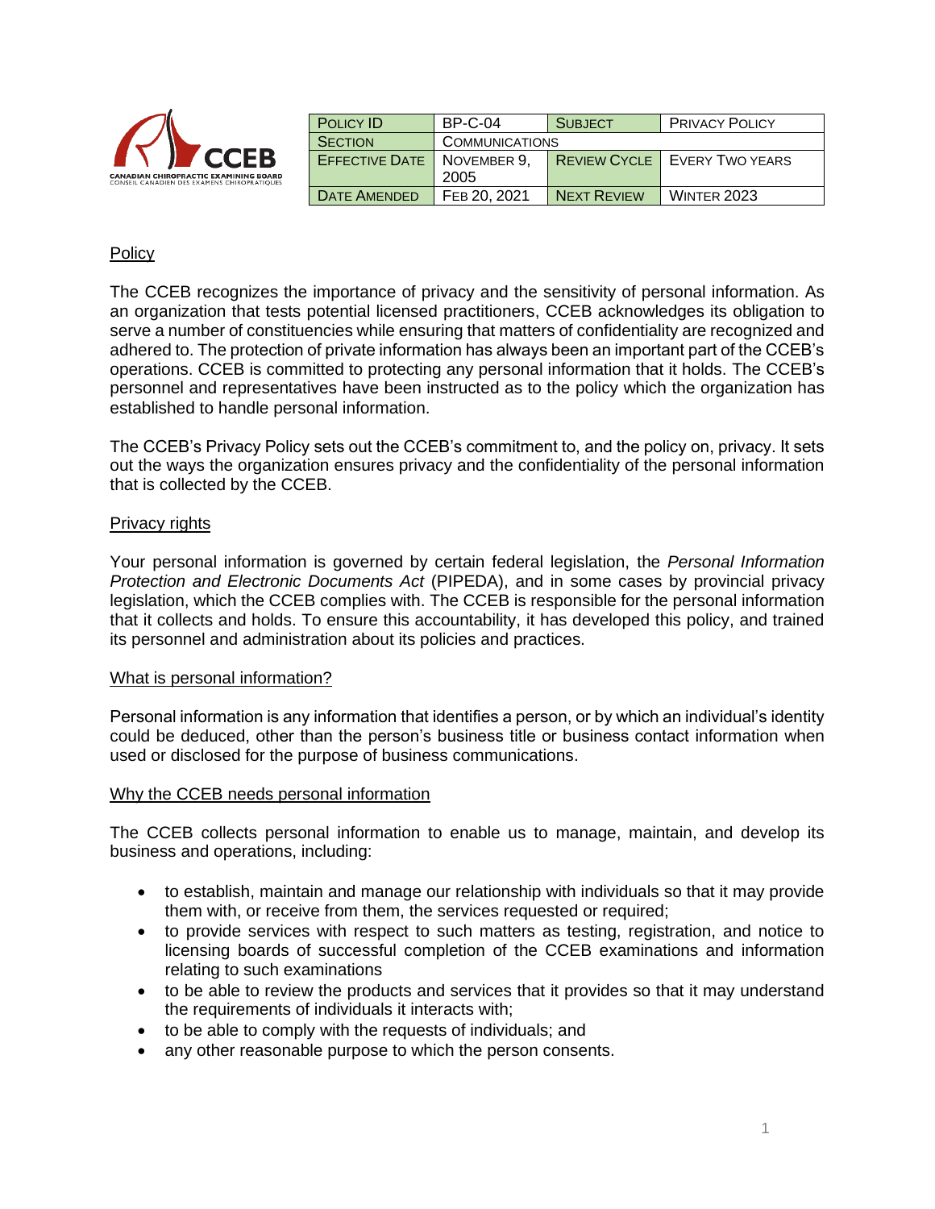| Policy ID | BP-C-04 | Subject | Privacy Policy |
|---|---|---|---|
| Section | Communications | | |
| Effective Date | November 9, 2005 | Review Cycle | Every Two Years |
| Date Amended | Feb 20, 2021 | Next Review | Winter 2023 |

## Policy

The CCEB recognizes the importance of privacy and the sensitivity of personal information. As an organization that tests potential licensed practitioners, CCEB acknowledges its obligation to serve a number of constituencies while ensuring that matters of confidentiality are recognized and adhered to. The protection of private information has always been an important part of the CCEB's operations. CCEB is committed to protecting any personal information that it holds. The CCEB's personnel and representatives have been instructed as to the policy which the organization has established to handle personal information.

The CCEB's Privacy Policy sets out the CCEB's commitment to, and the policy on, privacy. It sets out the ways the organization ensures privacy and the confidentiality of the personal information that is collected by the CCEB.

## Privacy rights

Your personal information is governed by certain federal legislation, the *Personal Information Protection and Electronic Documents Act* (PIPEDA), and in some cases by provincial privacy legislation, which the CCEB complies with. The CCEB is responsible for the personal information that it collects and holds. To ensure this accountability, it has developed this policy, and trained its personnel and administration about its policies and practices.

## What is personal information?

Personal information is any information that identifies a person, or by which an individual's identity could be deduced, other than the person's business title or business contact information when used or disclosed for the purpose of business communications.

## Why the CCEB needs personal information

The CCEB collects personal information to enable us to manage, maintain, and develop its business and operations, including:

- to establish, maintain and manage our relationship with individuals so that it may provide them with, or receive from them, the services requested or required;
- to provide services with respect to such matters as testing, registration, and notice to licensing boards of successful completion of the CCEB examinations and information relating to such examinations
- to be able to review the products and services that it provides so that it may understand the requirements of individuals it interacts with;
- to be able to comply with the requests of individuals; and
- any other reasonable purpose to which the person consents.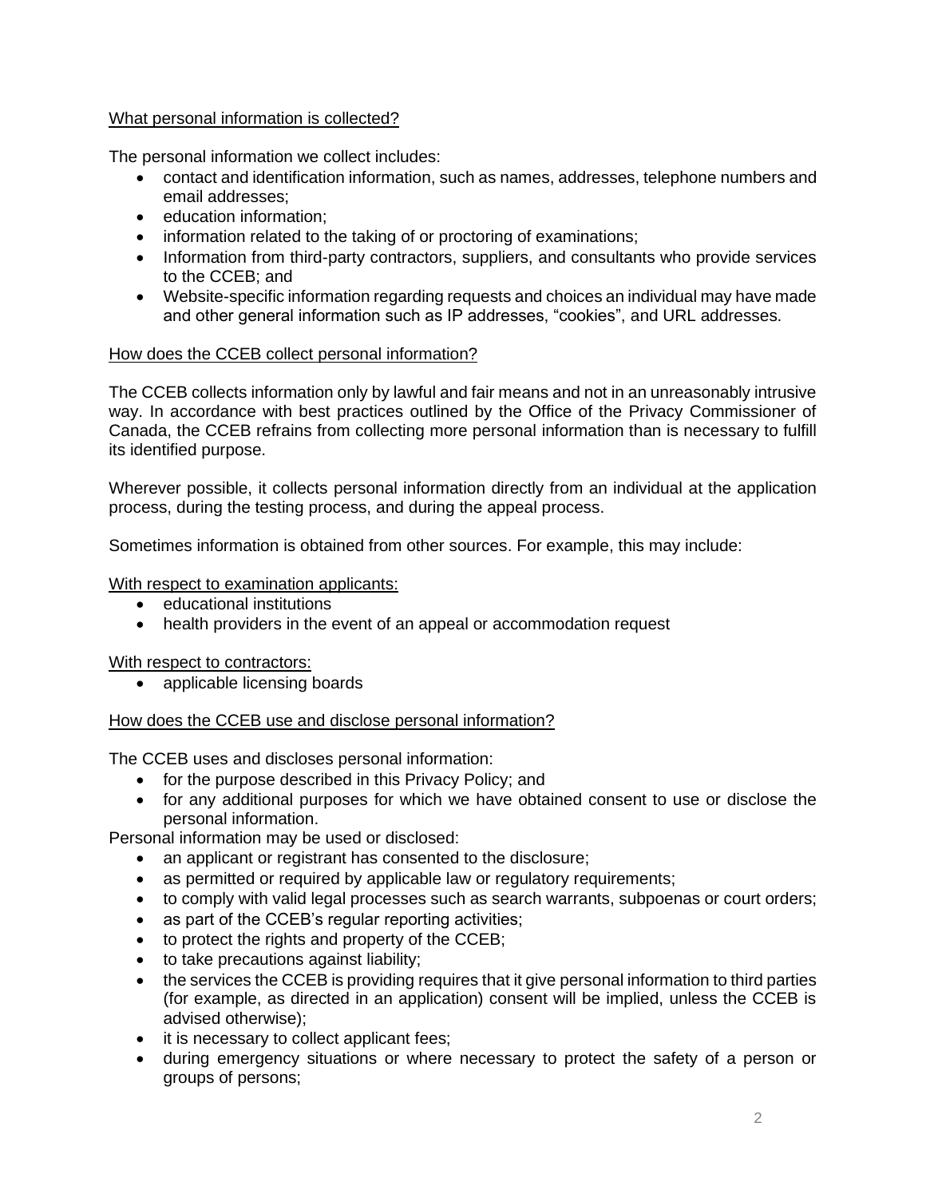## What personal information is collected?

The personal information we collect includes:

- contact and identification information, such as names, addresses, telephone numbers and email addresses;
- education information;
- information related to the taking of or proctoring of examinations;
- Information from third-party contractors, suppliers, and consultants who provide services to the CCEB; and
- Website-specific information regarding requests and choices an individual may have made and other general information such as IP addresses, "cookies", and URL addresses.

## How does the CCEB collect personal information?

The CCEB collects information only by lawful and fair means and not in an unreasonably intrusive way. In accordance with best practices outlined by the Office of the Privacy Commissioner of Canada, the CCEB refrains from collecting more personal information than is necessary to fulfill its identified purpose.

Wherever possible, it collects personal information directly from an individual at the application process, during the testing process, and during the appeal process.

Sometimes information is obtained from other sources. For example, this may include:

With respect to examination applicants:

- educational institutions
- health providers in the event of an appeal or accommodation request

With respect to contractors:

- applicable licensing boards

## How does the CCEB use and disclose personal information?

The CCEB uses and discloses personal information:

- for the purpose described in this Privacy Policy; and
- for any additional purposes for which we have obtained consent to use or disclose the personal information.

Personal information may be used or disclosed:

- an applicant or registrant has consented to the disclosure;
- as permitted or required by applicable law or regulatory requirements;
- to comply with valid legal processes such as search warrants, subpoenas or court orders;
- as part of the CCEB's regular reporting activities;
- to protect the rights and property of the CCEB;
- to take precautions against liability;
- the services the CCEB is providing requires that it give personal information to third parties (for example, as directed in an application) consent will be implied, unless the CCEB is advised otherwise);
- it is necessary to collect applicant fees;
- during emergency situations or where necessary to protect the safety of a person or groups of persons;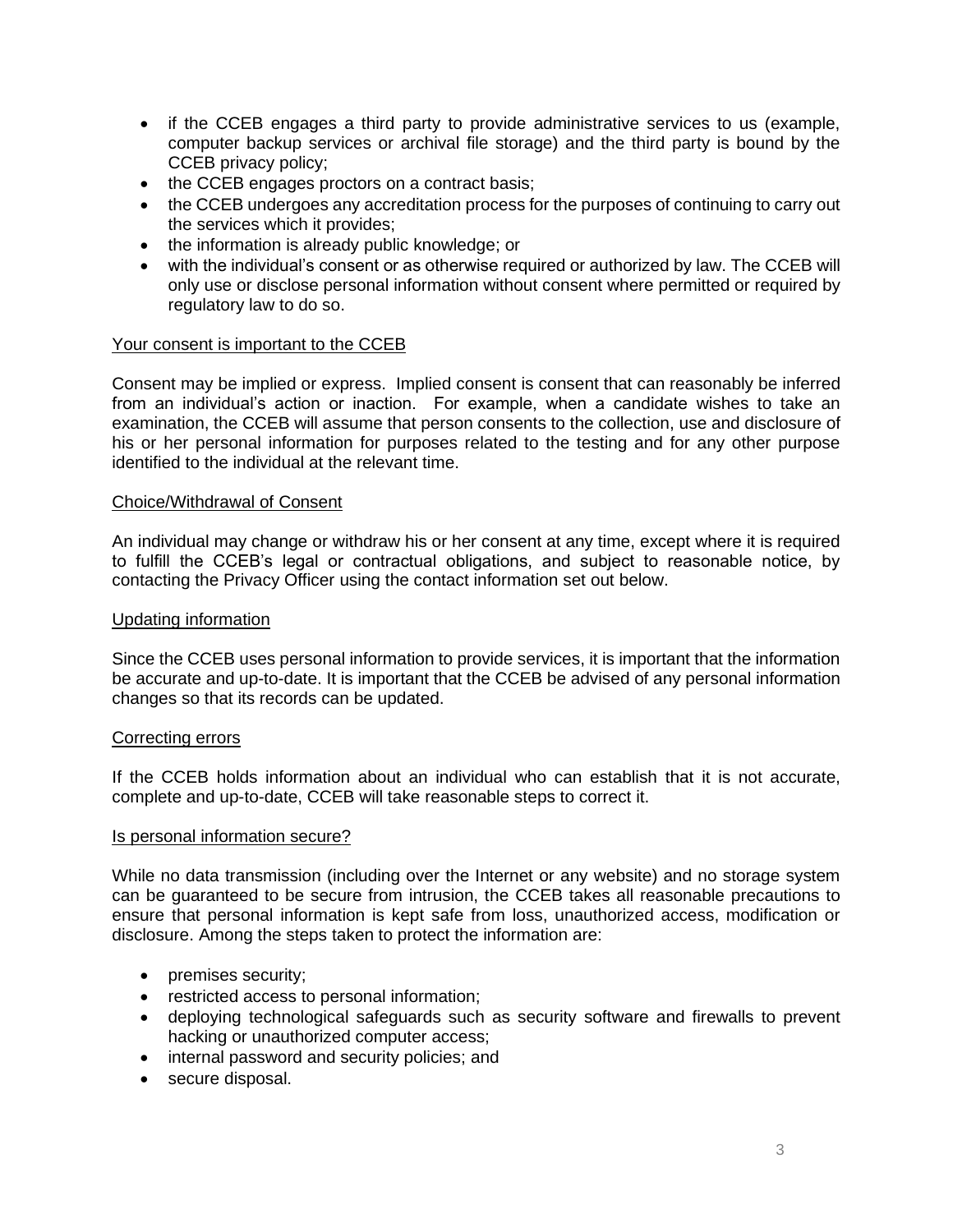- if the CCEB engages a third party to provide administrative services to us (example, computer backup services or archival file storage) and the third party is bound by the CCEB privacy policy;
- the CCEB engages proctors on a contract basis;
- the CCEB undergoes any accreditation process for the purposes of continuing to carry out the services which it provides;
- the information is already public knowledge; or
- with the individual's consent or as otherwise required or authorized by law. The CCEB will only use or disclose personal information without consent where permitted or required by regulatory law to do so.

<u>Your consent is important to the CCEB</u>

Consent may be implied or express. Implied consent is consent that can reasonably be inferred from an individual's action or inaction. For example, when a candidate wishes to take an examination, the CCEB will assume that person consents to the collection, use and disclosure of his or her personal information for purposes related to the testing and for any other purpose identified to the individual at the relevant time.

<u>Choice/Withdrawal of Consent</u>

An individual may change or withdraw his or her consent at any time, except where it is required to fulfill the CCEB's legal or contractual obligations, and subject to reasonable notice, by contacting the Privacy Officer using the contact information set out below.

<u>Updating information</u>

Since the CCEB uses personal information to provide services, it is important that the information be accurate and up-to-date. It is important that the CCEB be advised of any personal information changes so that its records can be updated.

<u>Correcting errors</u>

If the CCEB holds information about an individual who can establish that it is not accurate, complete and up-to-date, CCEB will take reasonable steps to correct it.

<u>Is personal information secure?</u>

While no data transmission (including over the Internet or any website) and no storage system can be guaranteed to be secure from intrusion, the CCEB takes all reasonable precautions to ensure that personal information is kept safe from loss, unauthorized access, modification or disclosure. Among the steps taken to protect the information are:

- premises security;
- restricted access to personal information;
- deploying technological safeguards such as security software and firewalls to prevent hacking or unauthorized computer access;
- internal password and security policies; and
- secure disposal.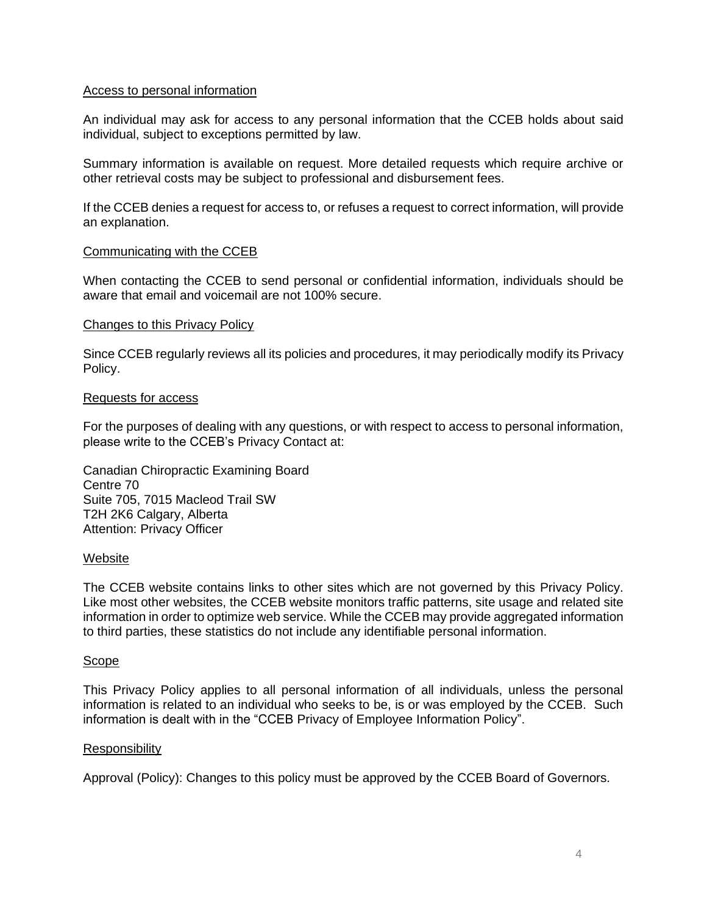## Access to personal information

An individual may ask for access to any personal information that the CCEB holds about said individual, subject to exceptions permitted by law.

Summary information is available on request. More detailed requests which require archive or other retrieval costs may be subject to professional and disbursement fees.

If the CCEB denies a request for access to, or refuses a request to correct information, will provide an explanation.

## Communicating with the CCEB

When contacting the CCEB to send personal or confidential information, individuals should be aware that email and voicemail are not 100% secure.

## Changes to this Privacy Policy

Since CCEB regularly reviews all its policies and procedures, it may periodically modify its Privacy Policy.

## Requests for access

For the purposes of dealing with any questions, or with respect to access to personal information, please write to the CCEB's Privacy Contact at:

Canadian Chiropractic Examining Board  
Centre 70  
Suite 705, 7015 Macleod Trail SW  
T2H 2K6 Calgary, Alberta  
Attention: Privacy Officer

## Website

The CCEB website contains links to other sites which are not governed by this Privacy Policy. Like most other websites, the CCEB website monitors traffic patterns, site usage and related site information in order to optimize web service. While the CCEB may provide aggregated information to third parties, these statistics do not include any identifiable personal information.

## Scope

This Privacy Policy applies to all personal information of all individuals, unless the personal information is related to an individual who seeks to be, is or was employed by the CCEB. Such information is dealt with in the "CCEB Privacy of Employee Information Policy".

## Responsibility

Approval (Policy): Changes to this policy must be approved by the CCEB Board of Governors.